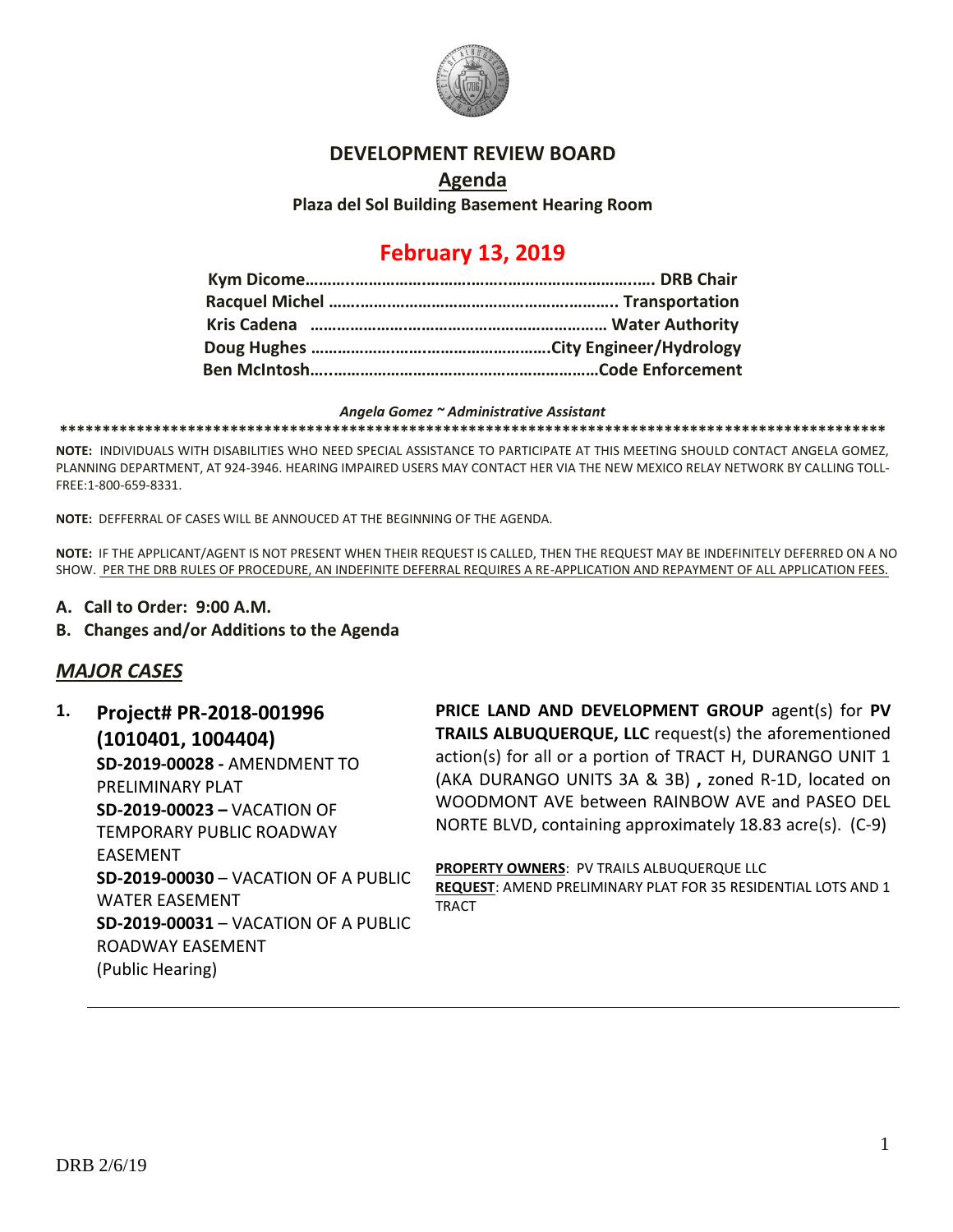# DEVELOPMENT REVIEW BOARD

## Agenda

**Plaza del Sol Building Basement Hearing Room**

## February 13, 2019

**Kym Dicome……………………………………………………………….. DRB Chair**
**Racquel Michel ……………………………………………………….. Transportation**
**Kris Cadena ………………………………………………………… Water Authority**
**Doug Hughes ……………………………………………….City Engineer/Hydrology**
**Ben McIntosh…………………………………………………………Code Enforcement**

***Angela Gomez ~ Administrative Assistant***

****************************************************************************************************

**NOTE:** INDIVIDUALS WITH DISABILITIES WHO NEED SPECIAL ASSISTANCE TO PARTICIPATE AT THIS MEETING SHOULD CONTACT ANGELA GOMEZ, PLANNING DEPARTMENT, AT 924-3946. HEARING IMPAIRED USERS MAY CONTACT HER VIA THE NEW MEXICO RELAY NETWORK BY CALLING TOLL-FREE:1-800-659-8331.

**NOTE:** DEFFERRAL OF CASES WILL BE ANNOUCED AT THE BEGINNING OF THE AGENDA.

**NOTE:** IF THE APPLICANT/AGENT IS NOT PRESENT WHEN THEIR REQUEST IS CALLED, THEN THE REQUEST MAY BE INDEFINITELY DEFERRED ON A NO SHOW. PER THE DRB RULES OF PROCEDURE, AN INDEFINITE DEFERRAL REQUIRES A RE-APPLICATION AND REPAYMENT OF ALL APPLICATION FEES.

**A. Call to Order: 9:00 A.M.**

**B. Changes and/or Additions to the Agenda**

## *MAJOR CASES*

**1. Project# PR-2018-001996 (1010401, 1004404)**
**SD-2019-00028 -** AMENDMENT TO PRELIMINARY PLAT
**SD-2019-00023 –** VACATION OF TEMPORARY PUBLIC ROADWAY EASEMENT
**SD-2019-00030** – VACATION OF A PUBLIC WATER EASEMENT
**SD-2019-00031** – VACATION OF A PUBLIC ROADWAY EASEMENT
(Public Hearing)

**PRICE LAND AND DEVELOPMENT GROUP** agent(s) for **PV TRAILS ALBUQUERQUE, LLC** request(s) the aforementioned action(s) for all or a portion of TRACT H, DURANGO UNIT 1 (AKA DURANGO UNITS 3A & 3B) **,** zoned R-1D, located on WOODMONT AVE between RAINBOW AVE and PASEO DEL NORTE BLVD, containing approximately 18.83 acre(s). (C-9)

**PROPERTY OWNERS**: PV TRAILS ALBUQUERQUE LLC
**REQUEST**: AMEND PRELIMINARY PLAT FOR 35 RESIDENTIAL LOTS AND 1 TRACT

DRB 2/6/19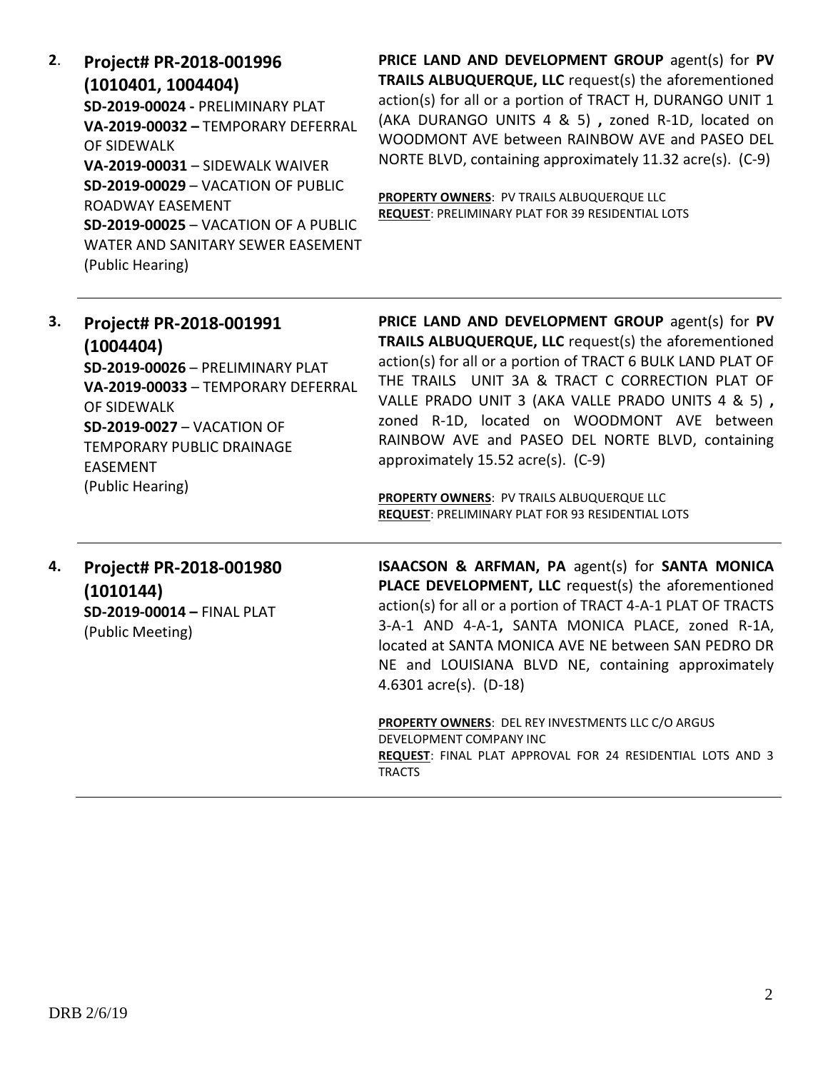**2. Project# PR-2018-001996 (1010401, 1004404)**
**SD-2019-00024 -** PRELIMINARY PLAT
**VA-2019-00032 –** TEMPORARY DEFERRAL OF SIDEWALK
**VA-2019-00031** – SIDEWALK WAIVER
**SD-2019-00029** – VACATION OF PUBLIC ROADWAY EASEMENT
**SD-2019-00025** – VACATION OF A PUBLIC WATER AND SANITARY SEWER EASEMENT
(Public Hearing)

**PRICE LAND AND DEVELOPMENT GROUP** agent(s) for **PV TRAILS ALBUQUERQUE, LLC** request(s) the aforementioned action(s) for all or a portion of TRACT H, DURANGO UNIT 1 (AKA DURANGO UNITS 4 & 5) **,** zoned R-1D, located on WOODMONT AVE between RAINBOW AVE and PASEO DEL NORTE BLVD, containing approximately 11.32 acre(s). (C-9)

**PROPERTY OWNERS**: PV TRAILS ALBUQUERQUE LLC
**REQUEST**: PRELIMINARY PLAT FOR 39 RESIDENTIAL LOTS

---

**3. Project# PR-2018-001991 (1004404)**
**SD-2019-00026** – PRELIMINARY PLAT
**VA-2019-00033** – TEMPORARY DEFERRAL OF SIDEWALK
**SD-2019-0027** – VACATION OF TEMPORARY PUBLIC DRAINAGE EASEMENT
(Public Hearing)

**PRICE LAND AND DEVELOPMENT GROUP** agent(s) for **PV TRAILS ALBUQUERQUE, LLC** request(s) the aforementioned action(s) for all or a portion of TRACT 6 BULK LAND PLAT OF THE TRAILS UNIT 3A & TRACT C CORRECTION PLAT OF VALLE PRADO UNIT 3 (AKA VALLE PRADO UNITS 4 & 5) **,** zoned R-1D, located on WOODMONT AVE between RAINBOW AVE and PASEO DEL NORTE BLVD, containing approximately 15.52 acre(s). (C-9)

**PROPERTY OWNERS**: PV TRAILS ALBUQUERQUE LLC
**REQUEST**: PRELIMINARY PLAT FOR 93 RESIDENTIAL LOTS

---

**4. Project# PR-2018-001980 (1010144)**
**SD-2019-00014 –** FINAL PLAT
(Public Meeting)

**ISAACSON & ARFMAN, PA** agent(s) for **SANTA MONICA PLACE DEVELOPMENT, LLC** request(s) the aforementioned action(s) for all or a portion of TRACT 4-A-1 PLAT OF TRACTS 3-A-1 AND 4-A-1**,** SANTA MONICA PLACE, zoned R-1A, located at SANTA MONICA AVE NE between SAN PEDRO DR NE and LOUISIANA BLVD NE, containing approximately 4.6301 acre(s). (D-18)

**PROPERTY OWNERS**: DEL REY INVESTMENTS LLC C/O ARGUS DEVELOPMENT COMPANY INC
**REQUEST**: FINAL PLAT APPROVAL FOR 24 RESIDENTIAL LOTS AND 3 TRACTS

---

DRB 2/6/19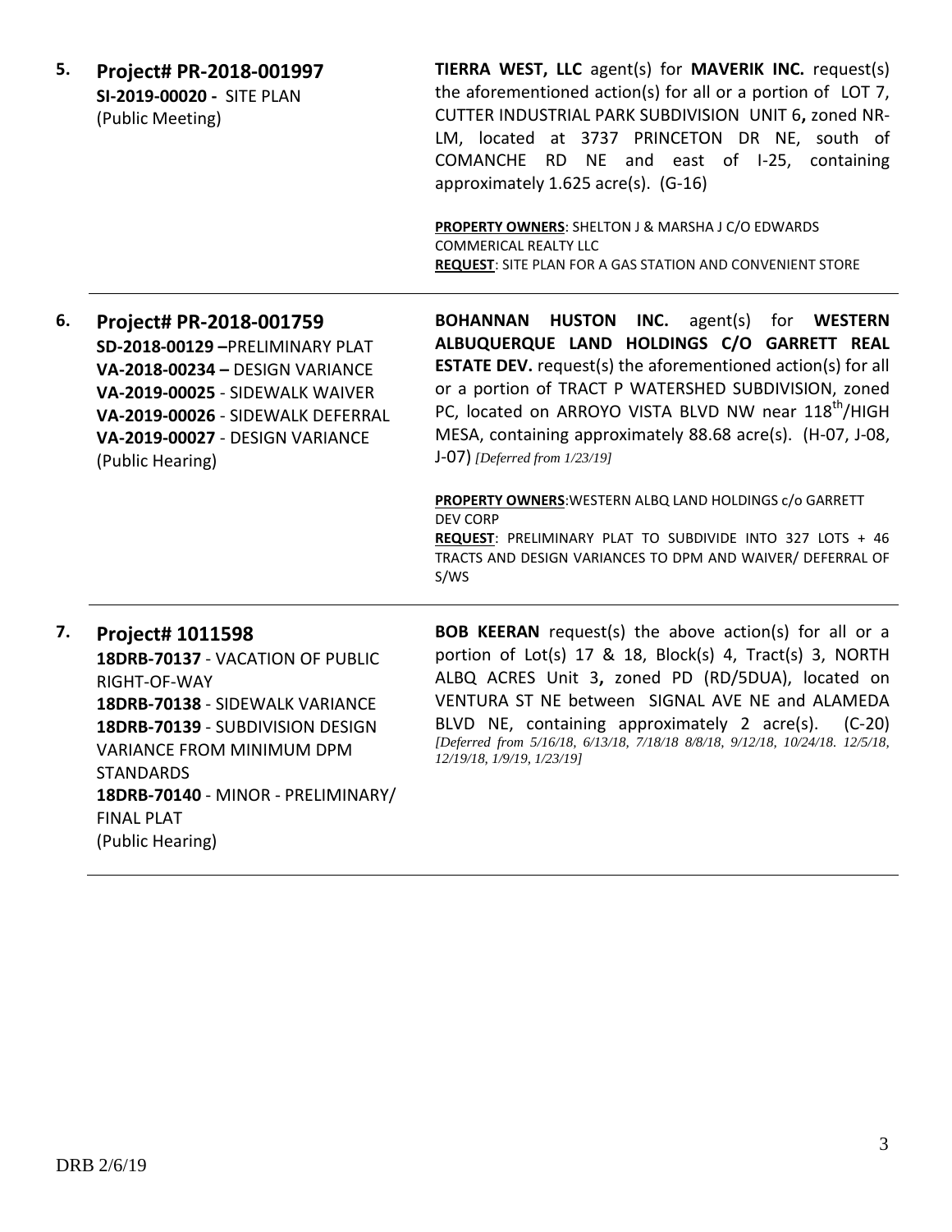5. **Project# PR-2018-001997**
**SI-2019-00020 -** SITE PLAN
(Public Meeting)

**TIERRA WEST, LLC** agent(s) for **MAVERIK INC.** request(s) the aforementioned action(s) for all or a portion of LOT 7, CUTTER INDUSTRIAL PARK SUBDIVISION UNIT 6**,** zoned NR-LM, located at 3737 PRINCETON DR NE, south of COMANCHE RD NE and east of I-25, containing approximately 1.625 acre(s). (G-16)

**PROPERTY OWNERS**: SHELTON J & MARSHA J C/O EDWARDS COMMERICAL REALTY LLC
**REQUEST**: SITE PLAN FOR A GAS STATION AND CONVENIENT STORE

---

6. **Project# PR-2018-001759**
**SD-2018-00129 –**PRELIMINARY PLAT
**VA-2018-00234 –** DESIGN VARIANCE
**VA-2019-00025** - SIDEWALK WAIVER
**VA-2019-00026** - SIDEWALK DEFERRAL
**VA-2019-00027** - DESIGN VARIANCE
(Public Hearing)

**BOHANNAN HUSTON INC.** agent(s) for **WESTERN ALBUQUERQUE LAND HOLDINGS C/O GARRETT REAL ESTATE DEV.** request(s) the aforementioned action(s) for all or a portion of TRACT P WATERSHED SUBDIVISION, zoned PC, located on ARROYO VISTA BLVD NW near 118th/HIGH MESA, containing approximately 88.68 acre(s). (H-07, J-08, J-07) *[Deferred from 1/23/19]*

**PROPERTY OWNERS**:WESTERN ALBQ LAND HOLDINGS c/o GARRETT DEV CORP
**REQUEST**: PRELIMINARY PLAT TO SUBDIVIDE INTO 327 LOTS + 46 TRACTS AND DESIGN VARIANCES TO DPM AND WAIVER/ DEFERRAL OF S/WS

---

7. **Project# 1011598**
**18DRB-70137** - VACATION OF PUBLIC RIGHT-OF-WAY
**18DRB-70138** - SIDEWALK VARIANCE
**18DRB-70139** - SUBDIVISION DESIGN VARIANCE FROM MINIMUM DPM STANDARDS
**18DRB-70140** - MINOR - PRELIMINARY/ FINAL PLAT
(Public Hearing)

**BOB KEERAN** request(s) the above action(s) for all or a portion of Lot(s) 17 & 18, Block(s) 4, Tract(s) 3, NORTH ALBQ ACRES Unit 3**,** zoned PD (RD/5DUA), located on VENTURA ST NE between SIGNAL AVE NE and ALAMEDA BLVD NE, containing approximately 2 acre(s). (C-20) *[Deferred from 5/16/18, 6/13/18, 7/18/18 8/8/18, 9/12/18, 10/24/18. 12/5/18, 12/19/18, 1/9/19, 1/23/19]*

---

DRB 2/6/19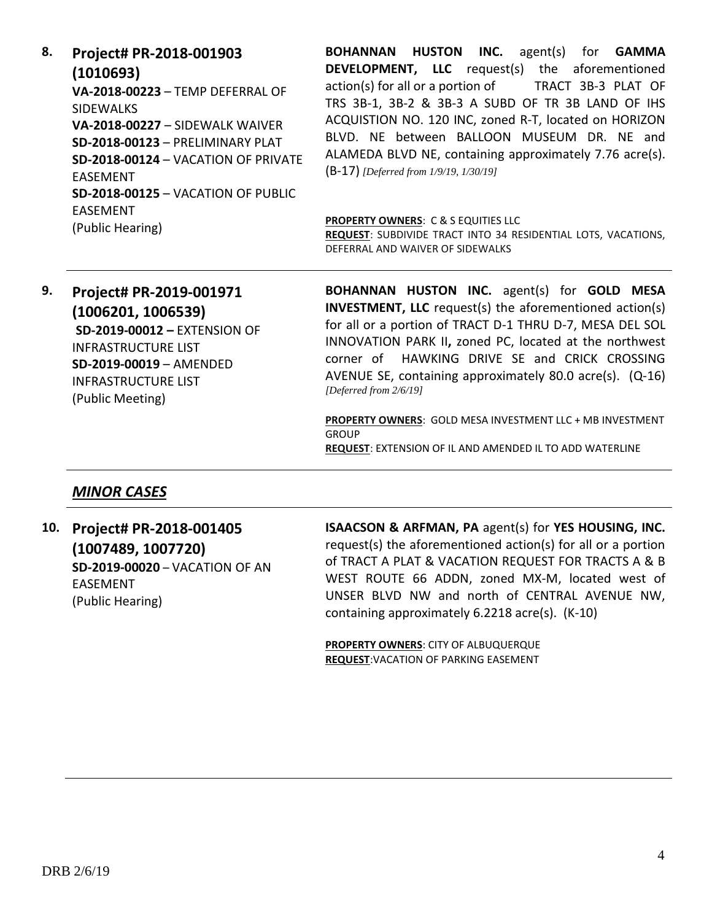**8. Project# PR-2018-001903 (1010693)**
**VA-2018-00223** – TEMP DEFERRAL OF SIDEWALKS
**VA-2018-00227** – SIDEWALK WAIVER
**SD-2018-00123** – PRELIMINARY PLAT
**SD-2018-00124** – VACATION OF PRIVATE EASEMENT
**SD-2018-00125** – VACATION OF PUBLIC EASEMENT
(Public Hearing)

**BOHANNAN HUSTON INC.** agent(s) for **GAMMA DEVELOPMENT, LLC** request(s) the aforementioned action(s) for all or a portion of TRACT 3B-3 PLAT OF TRS 3B-1, 3B-2 & 3B-3 A SUBD OF TR 3B LAND OF IHS ACQUISTION NO. 120 INC, zoned R-T, located on HORIZON BLVD. NE between BALLOON MUSEUM DR. NE and ALAMEDA BLVD NE, containing approximately 7.76 acre(s). (B-17) *[Deferred from 1/9/19, 1/30/19]*

**PROPERTY OWNERS**: C & S EQUITIES LLC
**REQUEST**: SUBDIVIDE TRACT INTO 34 RESIDENTIAL LOTS, VACATIONS, DEFERRAL AND WAIVER OF SIDEWALKS

---

**9. Project# PR-2019-001971 (1006201, 1006539)**
**SD-2019-00012 –** EXTENSION OF INFRASTRUCTURE LIST
**SD-2019-00019** – AMENDED INFRASTRUCTURE LIST
(Public Meeting)

**BOHANNAN HUSTON INC.** agent(s) for **GOLD MESA INVESTMENT, LLC** request(s) the aforementioned action(s) for all or a portion of TRACT D-1 THRU D-7, MESA DEL SOL INNOVATION PARK II**,** zoned PC, located at the northwest corner of HAWKING DRIVE SE and CRICK CROSSING AVENUE SE, containing approximately 80.0 acre(s). (Q-16) *[Deferred from 2/6/19]*

**PROPERTY OWNERS**: GOLD MESA INVESTMENT LLC + MB INVESTMENT GROUP
**REQUEST**: EXTENSION OF IL AND AMENDED IL TO ADD WATERLINE

---

## *MINOR CASES*

---

**10. Project# PR-2018-001405 (1007489, 1007720)**
**SD-2019-00020** – VACATION OF AN EASEMENT
(Public Hearing)

**ISAACSON & ARFMAN, PA** agent(s) for **YES HOUSING, INC.** request(s) the aforementioned action(s) for all or a portion of TRACT A PLAT & VACATION REQUEST FOR TRACTS A & B WEST ROUTE 66 ADDN, zoned MX-M, located west of UNSER BLVD NW and north of CENTRAL AVENUE NW, containing approximately 6.2218 acre(s). (K-10)

**PROPERTY OWNERS**: CITY OF ALBUQUERQUE
**REQUEST**:VACATION OF PARKING EASEMENT

---

DRB 2/6/19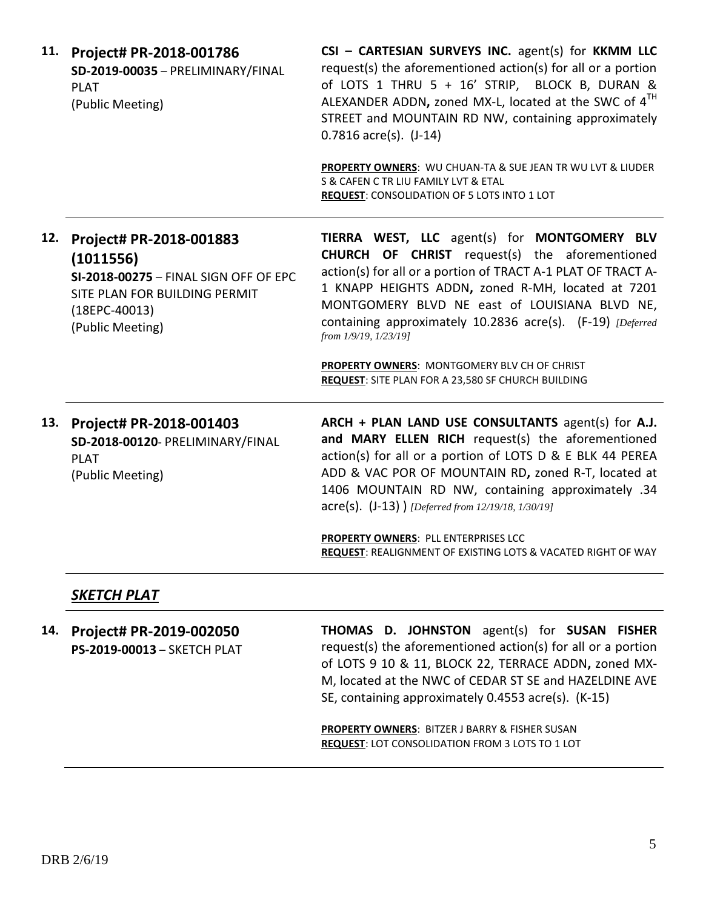**11. Project# PR-2018-001786**
**SD-2019-00035** – PRELIMINARY/FINAL PLAT
(Public Meeting)

**CSI – CARTESIAN SURVEYS INC.** agent(s) for **KKMM LLC** request(s) the aforementioned action(s) for all or a portion of LOTS 1 THRU 5 + 16' STRIP, BLOCK B, DURAN & ALEXANDER ADDN**,** zoned MX-L, located at the SWC of 4TH STREET and MOUNTAIN RD NW, containing approximately 0.7816 acre(s). (J-14)

**PROPERTY OWNERS**: WU CHUAN-TA & SUE JEAN TR WU LVT & LIUDER S & CAFEN C TR LIU FAMILY LVT & ETAL
**REQUEST**: CONSOLIDATION OF 5 LOTS INTO 1 LOT

---

**12. Project# PR-2018-001883 (1011556)**
**SI-2018-00275** – FINAL SIGN OFF OF EPC SITE PLAN FOR BUILDING PERMIT (18EPC-40013)
(Public Meeting)

**TIERRA WEST, LLC** agent(s) for **MONTGOMERY BLV CHURCH OF CHRIST** request(s) the aforementioned action(s) for all or a portion of TRACT A-1 PLAT OF TRACT A-1 KNAPP HEIGHTS ADDN**,** zoned R-MH, located at 7201 MONTGOMERY BLVD NE east of LOUISIANA BLVD NE, containing approximately 10.2836 acre(s). (F-19) *[Deferred from 1/9/19, 1/23/19]*

**PROPERTY OWNERS**: MONTGOMERY BLV CH OF CHRIST
**REQUEST**: SITE PLAN FOR A 23,580 SF CHURCH BUILDING

---

**13. Project# PR-2018-001403**
**SD-2018-00120**- PRELIMINARY/FINAL PLAT
(Public Meeting)

**ARCH + PLAN LAND USE CONSULTANTS** agent(s) for **A.J. and MARY ELLEN RICH** request(s) the aforementioned action(s) for all or a portion of LOTS D & E BLK 44 PEREA ADD & VAC POR OF MOUNTAIN RD**,** zoned R-T, located at 1406 MOUNTAIN RD NW, containing approximately .34 acre(s). (J-13) ) *[Deferred from 12/19/18, 1/30/19]*

**PROPERTY OWNERS**: PLL ENTERPRISES LCC
**REQUEST**: REALIGNMENT OF EXISTING LOTS & VACATED RIGHT OF WAY

---

## ***SKETCH PLAT***

---

**14. Project# PR-2019-002050**
**PS-2019-00013** – SKETCH PLAT

**THOMAS D. JOHNSTON** agent(s) for **SUSAN FISHER** request(s) the aforementioned action(s) for all or a portion of LOTS 9 10 & 11, BLOCK 22, TERRACE ADDN**,** zoned MX-M, located at the NWC of CEDAR ST SE and HAZELDINE AVE SE, containing approximately 0.4553 acre(s). (K-15)

**PROPERTY OWNERS**: BITZER J BARRY & FISHER SUSAN
**REQUEST**: LOT CONSOLIDATION FROM 3 LOTS TO 1 LOT

---

DRB 2/6/19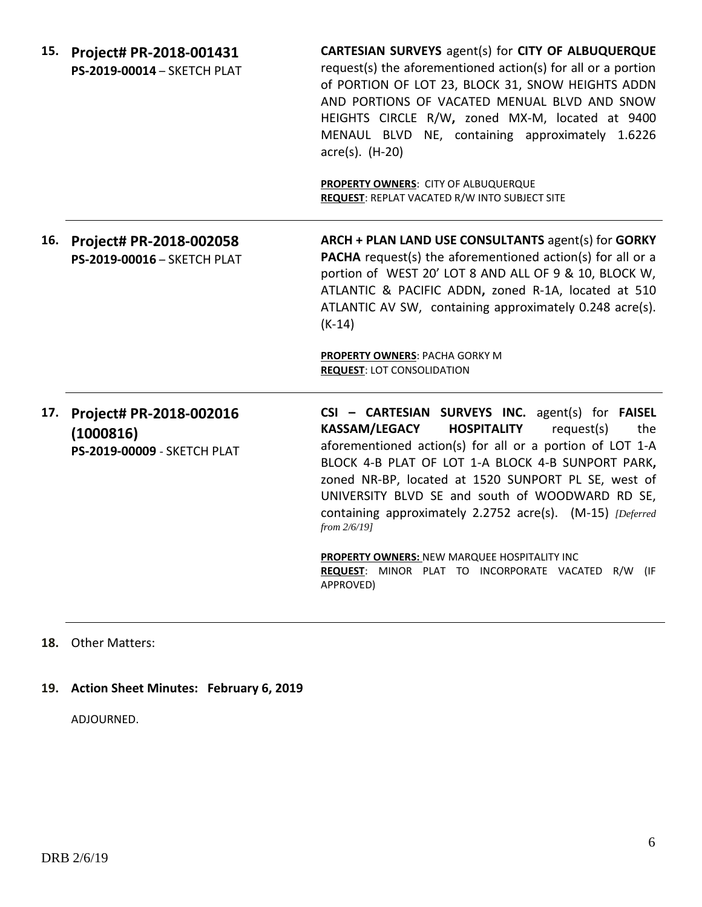**15. Project# PR-2018-001431**
**PS-2019-00014** – SKETCH PLAT

**CARTESIAN SURVEYS** agent(s) for **CITY OF ALBUQUERQUE** request(s) the aforementioned action(s) for all or a portion of PORTION OF LOT 23, BLOCK 31, SNOW HEIGHTS ADDN AND PORTIONS OF VACATED MENUAL BLVD AND SNOW HEIGHTS CIRCLE R/W**,** zoned MX-M, located at 9400 MENAUL BLVD NE, containing approximately 1.6226 acre(s). (H-20)

**PROPERTY OWNERS**: CITY OF ALBUQUERQUE
**REQUEST**: REPLAT VACATED R/W INTO SUBJECT SITE

---

**16. Project# PR-2018-002058**
**PS-2019-00016** – SKETCH PLAT

**ARCH + PLAN LAND USE CONSULTANTS** agent(s) for **GORKY PACHA** request(s) the aforementioned action(s) for all or a portion of WEST 20' LOT 8 AND ALL OF 9 & 10, BLOCK W, ATLANTIC & PACIFIC ADDN**,** zoned R-1A, located at 510 ATLANTIC AV SW, containing approximately 0.248 acre(s). (K-14)

**PROPERTY OWNERS**: PACHA GORKY M
**REQUEST**: LOT CONSOLIDATION

---

**17. Project# PR-2018-002016 (1000816)**
**PS-2019-00009** - SKETCH PLAT

**CSI – CARTESIAN SURVEYS INC.** agent(s) for **FAISEL KASSAM/LEGACY HOSPITALITY** request(s) the aforementioned action(s) for all or a portion of LOT 1-A BLOCK 4-B PLAT OF LOT 1-A BLOCK 4-B SUNPORT PARK**,** zoned NR-BP, located at 1520 SUNPORT PL SE, west of UNIVERSITY BLVD SE and south of WOODWARD RD SE, containing approximately 2.2752 acre(s). (M-15) *[Deferred from 2/6/19]*

**PROPERTY OWNERS:** NEW MARQUEE HOSPITALITY INC
**REQUEST**: MINOR PLAT TO INCORPORATE VACATED R/W (IF APPROVED)

---

**18.** Other Matters:

**19. Action Sheet Minutes: February 6, 2019**

ADJOURNED.

DRB 2/6/19